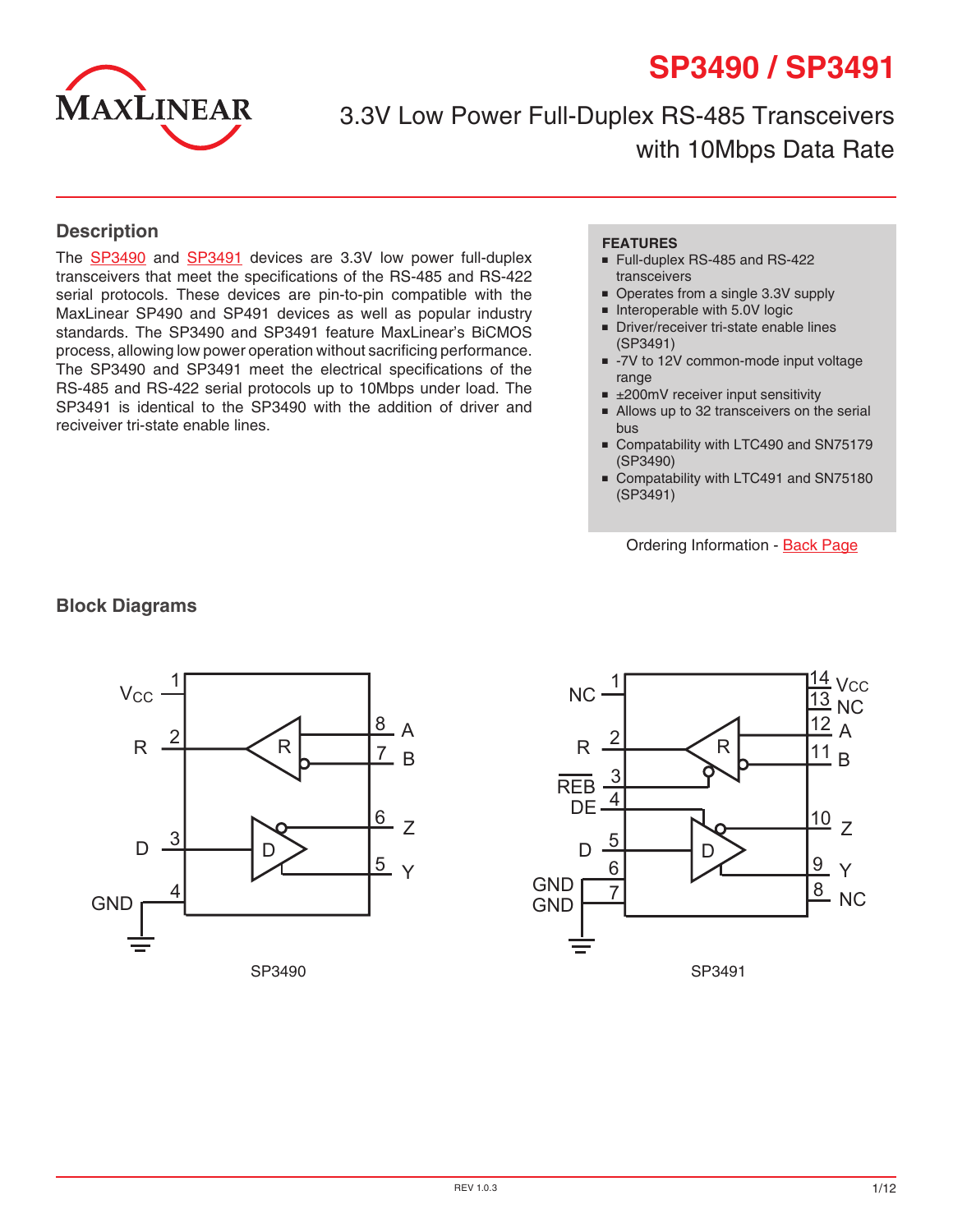# SP3490 / SP3491

## 3.3V Low Power Full-Duplex RS-485 Transceivers with 10Mbps Data Rate

## Description

The SP3490 and SP3491 devices are 3.3V low power full-duplex transceivers that meet the specifications of the RS-485 and RS-422 serial protocols. These devices are pin-to-pin compatible with the MaxLinear SP490 and SP491 devices as well as popular industry standards. The SP3490 and SP3491 feature MaxLinear's BiCMOS process, allowing low power operation without sacrificing performance. The SP3490 and SP3491 meet the electrical specifications of the RS-485 and RS-422 serial protocols up to 10Mbps under load. The SP3491 is identical to the SP3490 with the addition of driver and reciviever tri-state enable lines.

**FEATURES**

- Full-duplex RS-485 and RS-422 transceivers
- Operates from a single 3.3V supply
- Interoperable with 5.0V logic
- Driver/receiver tri-state enable lines (SP3491)
- -7V to 12V common-mode input voltage range
- ±200mV receiver input sensitivity
- Allows up to 32 transceivers on the serial bus
- Compatability with LTC490 and SN75179 (SP3490)
- Compatability with LTC491 and SN75180 (SP3491)

Ordering Information - Back Page

## Block Diagrams

SP3490: Pin 1 VCC, Pin 2 R, Pin 3 D, Pin 4 GND, Pin 5 Y, Pin 6 Z, Pin 7 B, Pin 8 A

SP3490

SP3491: Pin 1 NC, Pin 2 R, Pin 3 REB, Pin 4 DE, Pin 5 D, Pin 6 GND, Pin 7 GND, Pin 8 NC, Pin 9 Y, Pin 10 Z, Pin 11 B, Pin 12 A, Pin 13 NC, Pin 14 VCC

SP3491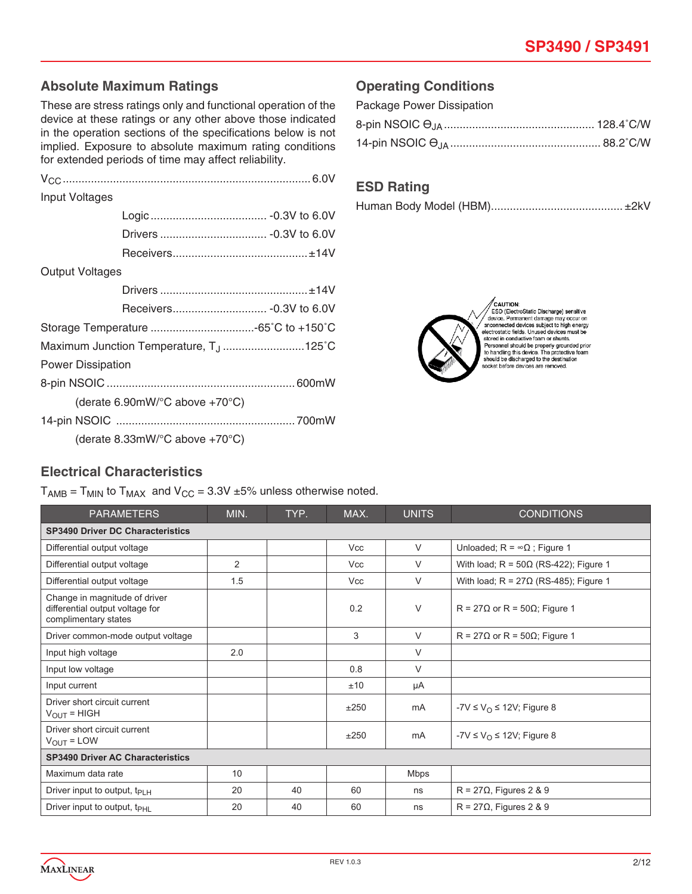## Absolute Maximum Ratings

These are stress ratings only and functional operation of the device at these ratings or any other above those indicated in the operation sections of the specifications below is not implied. Exposure to absolute maximum rating conditions for extended periods of time may affect reliability.

$V_{CC}$ .............................................. 6.0V

Input Voltages

- Logic .............................. -0.3V to 6.0V
- Drivers ............................ -0.3V to 6.0V
- Receivers ................................... ±14V

Output Voltages

- Drivers ....................................... ±14V
- Receivers ......................... -0.3V to 6.0V

Storage Temperature ..................... -65˚C to +150˚C

Maximum Junction Temperature, $T_J$ ................. 125˚C

Power Dissipation

8-pin NSOIC ........................................ 600mW

(derate 6.90mW/°C above +70°C)

14-pin NSOIC ...................................... 700mW

(derate 8.33mW/°C above +70°C)

## Operating Conditions

Package Power Dissipation

8-pin NSOIC $\Theta_{JA}$ ................................ 128.4˚C/W

14-pin NSOIC $\Theta_{JA}$ ................................ 88.2˚C/W

## ESD Rating

Human Body Model (HBM)................................ ±2kV

CAUTION: ESD (ElectroStatic Discharge) sensitive device. Permanent damage may occur on unconnected devices subject to high energy electrostatic fields. Unused devices must be stored in conductive foam or shunts. Personnel should be properly grounded prior to handling this device. The protective foam should be discharged to the destination socket before devices are removed.

## Electrical Characteristics

$T_{AMB} = T_{MIN}$ to $T_{MAX}$ and $V_{CC}$ = 3.3V ±5% unless otherwise noted.

| PARAMETERS | MIN. | TYP. | MAX. | UNITS | CONDITIONS |
|---|---|---|---|---|---|
| **SP3490 Driver DC Characteristics** | | | | | |
| Differential output voltage | | | Vcc | V | Unloaded; R = ∞Ω ; Figure 1 |
| Differential output voltage | 2 | | Vcc | V | With load; R = 50Ω (RS-422); Figure 1 |
| Differential output voltage | 1.5 | | Vcc | V | With load; R = 27Ω (RS-485); Figure 1 |
| Change in magnitude of driver differential output voltage for complimentary states | | | 0.2 | V | R = 27Ω or R = 50Ω; Figure 1 |
| Driver common-mode output voltage | | | 3 | V | R = 27Ω or R = 50Ω; Figure 1 |
| Input high voltage | 2.0 | | | V | |
| Input low voltage | | | 0.8 | V | |
| Input current | | | ±10 | µA | |
| Driver short circuit current $V_{OUT}$ = HIGH | | | ±250 | mA | -7V ≤ $V_O$ ≤ 12V; Figure 8 |
| Driver short circuit current $V_{OUT}$ = LOW | | | ±250 | mA | -7V ≤ $V_O$ ≤ 12V; Figure 8 |
| **SP3490 Driver AC Characteristics** | | | | | |
| Maximum data rate | 10 | | | Mbps | |
| Driver input to output, $t_{PLH}$ | 20 | 40 | 60 | ns | R = 27Ω, Figures 2 & 9 |
| Driver input to output, $t_{PHL}$ | 20 | 40 | 60 | ns | R = 27Ω, Figures 2 & 9 |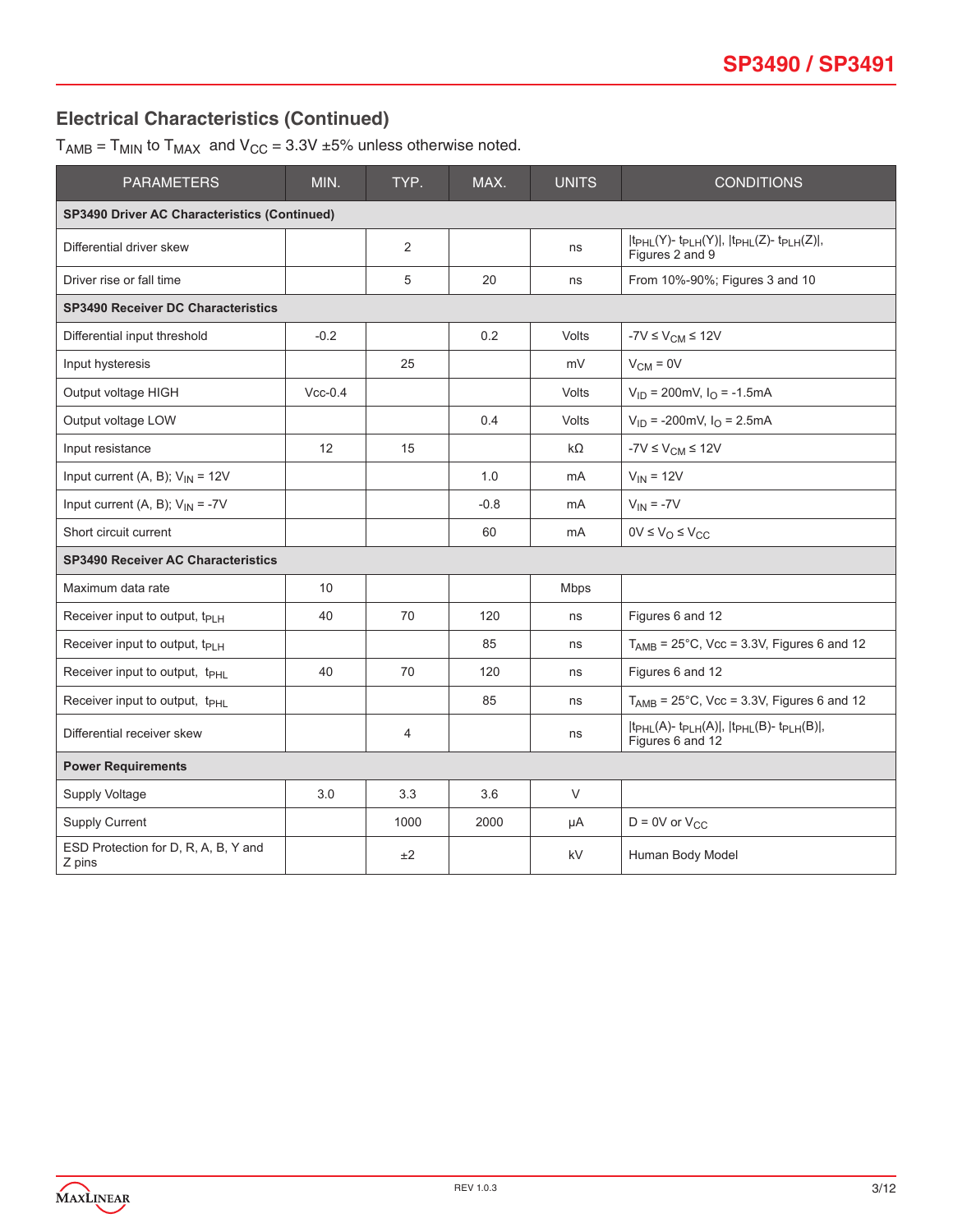## Electrical Characteristics (Continued)

$T_{AMB} = T_{MIN}$ to $T_{MAX}$ and $V_{CC}$ = 3.3V ±5% unless otherwise noted.

| PARAMETERS | MIN. | TYP. | MAX. | UNITS | CONDITIONS |
|---|---|---|---|---|---|
| **SP3490 Driver AC Characteristics (Continued)** | | | | | |
| Differential driver skew | | 2 | | ns | $\lvert t_{PHL}(Y) - t_{PLH}(Y)\rvert$, $\lvert t_{PHL}(Z) - t_{PLH}(Z)\rvert$, Figures 2 and 9 |
| Driver rise or fall time | | 5 | 20 | ns | From 10%-90%; Figures 3 and 10 |
| **SP3490 Receiver DC Characteristics** | | | | | |
| Differential input threshold | -0.2 | | 0.2 | Volts | $-7V \le V_{CM} \le 12V$ |
| Input hysteresis | | 25 | | mV | $V_{CM} = 0V$ |
| Output voltage HIGH | Vcc-0.4 | | | Volts | $V_{ID} = 200mV$, $I_O = -1.5mA$ |
| Output voltage LOW | | | 0.4 | Volts | $V_{ID} = -200mV$, $I_O = 2.5mA$ |
| Input resistance | 12 | 15 | | kΩ | $-7V \le V_{CM} \le 12V$ |
| Input current (A, B); $V_{IN} = 12V$ | | | 1.0 | mA | $V_{IN} = 12V$ |
| Input current (A, B); $V_{IN} = -7V$ | | | -0.8 | mA | $V_{IN} = -7V$ |
| Short circuit current | | | 60 | mA | $0V \le V_O \le V_{CC}$ |
| **SP3490 Receiver AC Characteristics** | | | | | |
| Maximum data rate | 10 | | | Mbps | |
| Receiver input to output, $t_{PLH}$ | 40 | 70 | 120 | ns | Figures 6 and 12 |
| Receiver input to output, $t_{PLH}$ | | | 85 | ns | $T_{AMB} = 25°C$, Vcc = 3.3V, Figures 6 and 12 |
| Receiver input to output, $t_{PHL}$ | 40 | 70 | 120 | ns | Figures 6 and 12 |
| Receiver input to output, $t_{PHL}$ | | | 85 | ns | $T_{AMB} = 25°C$, Vcc = 3.3V, Figures 6 and 12 |
| Differential receiver skew | | 4 | | ns | $\lvert t_{PHL}(A) - t_{PLH}(A)\rvert$, $\lvert t_{PHL}(B) - t_{PLH}(B)\rvert$, Figures 6 and 12 |
| **Power Requirements** | | | | | |
| Supply Voltage | 3.0 | 3.3 | 3.6 | V | |
| Supply Current | | 1000 | 2000 | µA | D = 0V or $V_{CC}$ |
| ESD Protection for D, R, A, B, Y and Z pins | | ±2 | | kV | Human Body Model |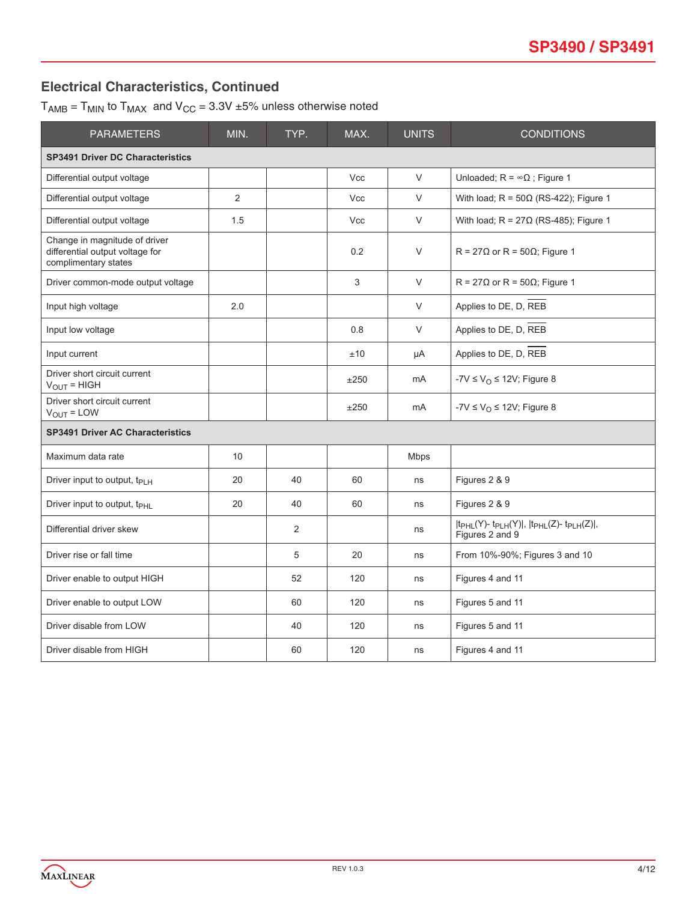## Electrical Characteristics, Continued

$T_{AMB} = T_{MIN}$ to $T_{MAX}$ and $V_{CC}$ = 3.3V ±5% unless otherwise noted

| PARAMETERS | MIN. | TYP. | MAX. | UNITS | CONDITIONS |
|---|---|---|---|---|---|
| **SP3491 Driver DC Characteristics** | | | | | |
| Differential output voltage | | | Vcc | V | Unloaded; R = ∞Ω ; Figure 1 |
| Differential output voltage | 2 | | Vcc | V | With load; R = 50Ω (RS-422); Figure 1 |
| Differential output voltage | 1.5 | | Vcc | V | With load; R = 27Ω (RS-485); Figure 1 |
| Change in magnitude of driver differential output voltage for complimentary states | | | 0.2 | V | R = 27Ω or R = 50Ω; Figure 1 |
| Driver common-mode output voltage | | | 3 | V | R = 27Ω or R = 50Ω; Figure 1 |
| Input high voltage | 2.0 | | | V | Applies to DE, D, $\overline{REB}$ |
| Input low voltage | | | 0.8 | V | Applies to DE, D, $\overline{REB}$ |
| Input current | | | ±10 | µA | Applies to DE, D, $\overline{REB}$ |
| Driver short circuit current $V_{OUT}$ = HIGH | | | ±250 | mA | $-7V \le V_O \le 12V$; Figure 8 |
| Driver short circuit current $V_{OUT}$ = LOW | | | ±250 | mA | $-7V \le V_O \le 12V$; Figure 8 |
| **SP3491 Driver AC Characteristics** | | | | | |
| Maximum data rate | 10 | | | Mbps | |
| Driver input to output, $t_{PLH}$ | 20 | 40 | 60 | ns | Figures 2 & 9 |
| Driver input to output, $t_{PHL}$ | 20 | 40 | 60 | ns | Figures 2 & 9 |
| Differential driver skew | | 2 | | ns | $\|t_{PHL}(Y) - t_{PLH}(Y)\|$, $\|t_{PHL}(Z) - t_{PLH}(Z)\|$, Figures 2 and 9 |
| Driver rise or fall time | | 5 | 20 | ns | From 10%-90%; Figures 3 and 10 |
| Driver enable to output HIGH | | 52 | 120 | ns | Figures 4 and 11 |
| Driver enable to output LOW | | 60 | 120 | ns | Figures 5 and 11 |
| Driver disable from LOW | | 40 | 120 | ns | Figures 5 and 11 |
| Driver disable from HIGH | | 60 | 120 | ns | Figures 4 and 11 |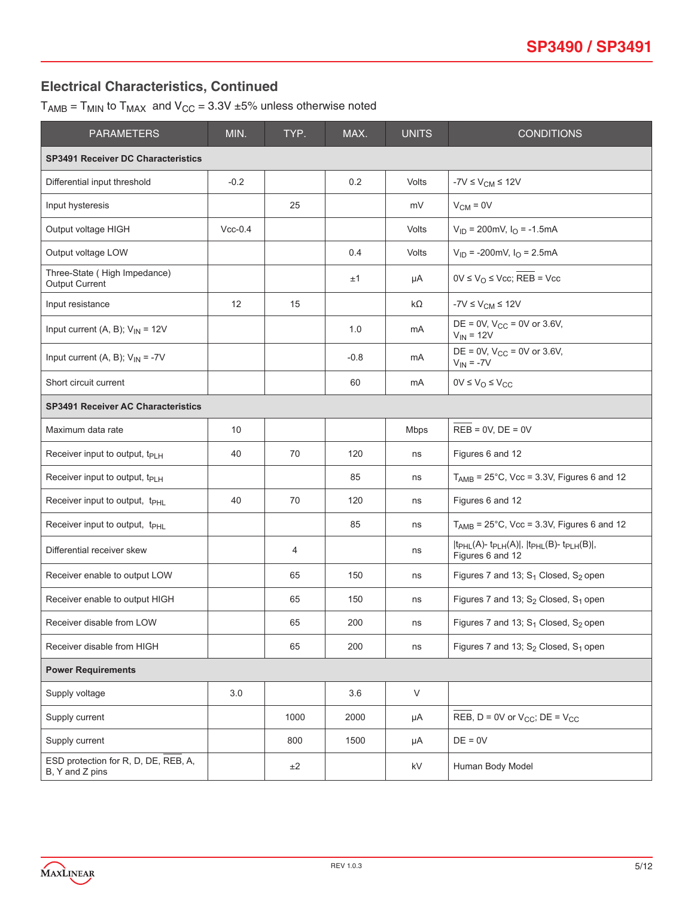## Electrical Characteristics, Continued

$T_{AMB} = T_{MIN}$ to $T_{MAX}$ and $V_{CC}$ = 3.3V ±5% unless otherwise noted

| PARAMETERS | MIN. | TYP. | MAX. | UNITS | CONDITIONS |
|---|---|---|---|---|---|
| **SP3491 Receiver DC Characteristics** | | | | | |
| Differential input threshold | -0.2 | | 0.2 | Volts | $-7V \le V_{CM} \le 12V$ |
| Input hysteresis | | 25 | | mV | $V_{CM}$ = 0V |
| Output voltage HIGH | Vcc-0.4 | | | Volts | $V_{ID}$ = 200mV, $I_O$ = -1.5mA |
| Output voltage LOW | | | 0.4 | Volts | $V_{ID}$ = -200mV, $I_O$ = 2.5mA |
| Three-State ( High Impedance) Output Current | | | ±1 | μA | $0V \le V_O \le Vcc$; $\overline{REB}$ = Vcc |
| Input resistance | 12 | 15 | | kΩ | $-7V \le V_{CM} \le 12V$ |
| Input current (A, B); $V_{IN}$ = 12V | | | 1.0 | mA | DE = 0V, $V_{CC}$ = 0V or 3.6V, $V_{IN}$ = 12V |
| Input current (A, B); $V_{IN}$ = -7V | | | -0.8 | mA | DE = 0V, $V_{CC}$ = 0V or 3.6V, $V_{IN}$ = -7V |
| Short circuit current | | | 60 | mA | $0V \le V_O \le V_{CC}$ |
| **SP3491 Receiver AC Characteristics** | | | | | |
| Maximum data rate | 10 | | | Mbps | $\overline{REB}$ = 0V, DE = 0V |
| Receiver input to output, $t_{PLH}$ | 40 | 70 | 120 | ns | Figures 6 and 12 |
| Receiver input to output, $t_{PLH}$ | | | 85 | ns | $T_{AMB}$ = 25°C, Vcc = 3.3V, Figures 6 and 12 |
| Receiver input to output, $t_{PHL}$ | 40 | 70 | 120 | ns | Figures 6 and 12 |
| Receiver input to output, $t_{PHL}$ | | | 85 | ns | $T_{AMB}$ = 25°C, Vcc = 3.3V, Figures 6 and 12 |
| Differential receiver skew | | 4 | | ns | $\lvert t_{PHL}(A)- t_{PLH}(A)\rvert$, $\lvert t_{PHL}(B)- t_{PLH}(B)\rvert$, Figures 6 and 12 |
| Receiver enable to output LOW | | 65 | 150 | ns | Figures 7 and 13; $S_1$ Closed, $S_2$ open |
| Receiver enable to output HIGH | | 65 | 150 | ns | Figures 7 and 13; $S_2$ Closed, $S_1$ open |
| Receiver disable from LOW | | 65 | 200 | ns | Figures 7 and 13; $S_1$ Closed, $S_2$ open |
| Receiver disable from HIGH | | 65 | 200 | ns | Figures 7 and 13; $S_2$ Closed, $S_1$ open |
| **Power Requirements** | | | | | |
| Supply voltage | 3.0 | | 3.6 | V | |
| Supply current | | 1000 | 2000 | μA | $\overline{REB}$, D = 0V or $V_{CC}$; DE = $V_{CC}$ |
| Supply current | | 800 | 1500 | μA | DE = 0V |
| ESD protection for R, D, DE, $\overline{REB}$, A, B, Y and Z pins | | ±2 | | kV | Human Body Model |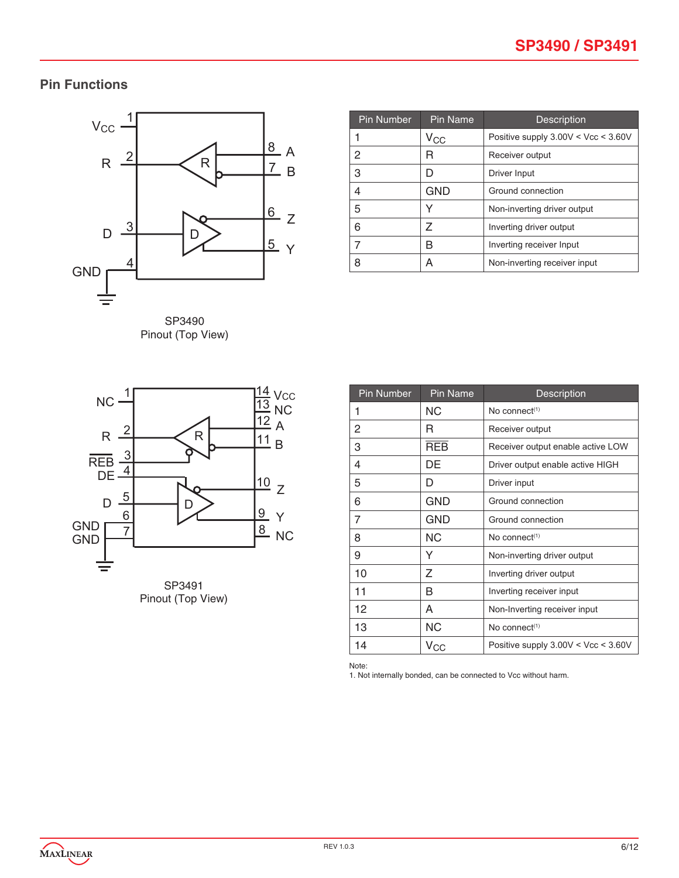## Pin Functions

SP3490
Pinout (Top View)

| Pin Number | Pin Name | Description |
|---|---|---|
| 1 | $V_{CC}$ | Positive supply 3.00V < Vcc < 3.60V |
| 2 | R | Receiver output |
| 3 | D | Driver Input |
| 4 | GND | Ground connection |
| 5 | Y | Non-inverting driver output |
| 6 | Z | Inverting driver output |
| 7 | B | Inverting receiver Input |
| 8 | A | Non-inverting receiver input |

SP3491
Pinout (Top View)

| Pin Number | Pin Name | Description |
|---|---|---|
| 1 | NC | No connect[(1)] |
| 2 | R | Receiver output |
| 3 | $\overline{REB}$ | Receiver output enable active LOW |
| 4 | DE | Driver output enable active HIGH |
| 5 | D | Driver input |
| 6 | GND | Ground connection |
| 7 | GND | Ground connection |
| 8 | NC | No connect[(1)] |
| 9 | Y | Non-inverting driver output |
| 10 | Z | Inverting driver output |
| 11 | B | Inverting receiver input |
| 12 | A | Non-Inverting receiver input |
| 13 | NC | No connect[(1)] |
| 14 | $V_{CC}$ | Positive supply 3.00V < Vcc < 3.60V |

Note:
1. Not internally bonded, can be connected to Vcc without harm.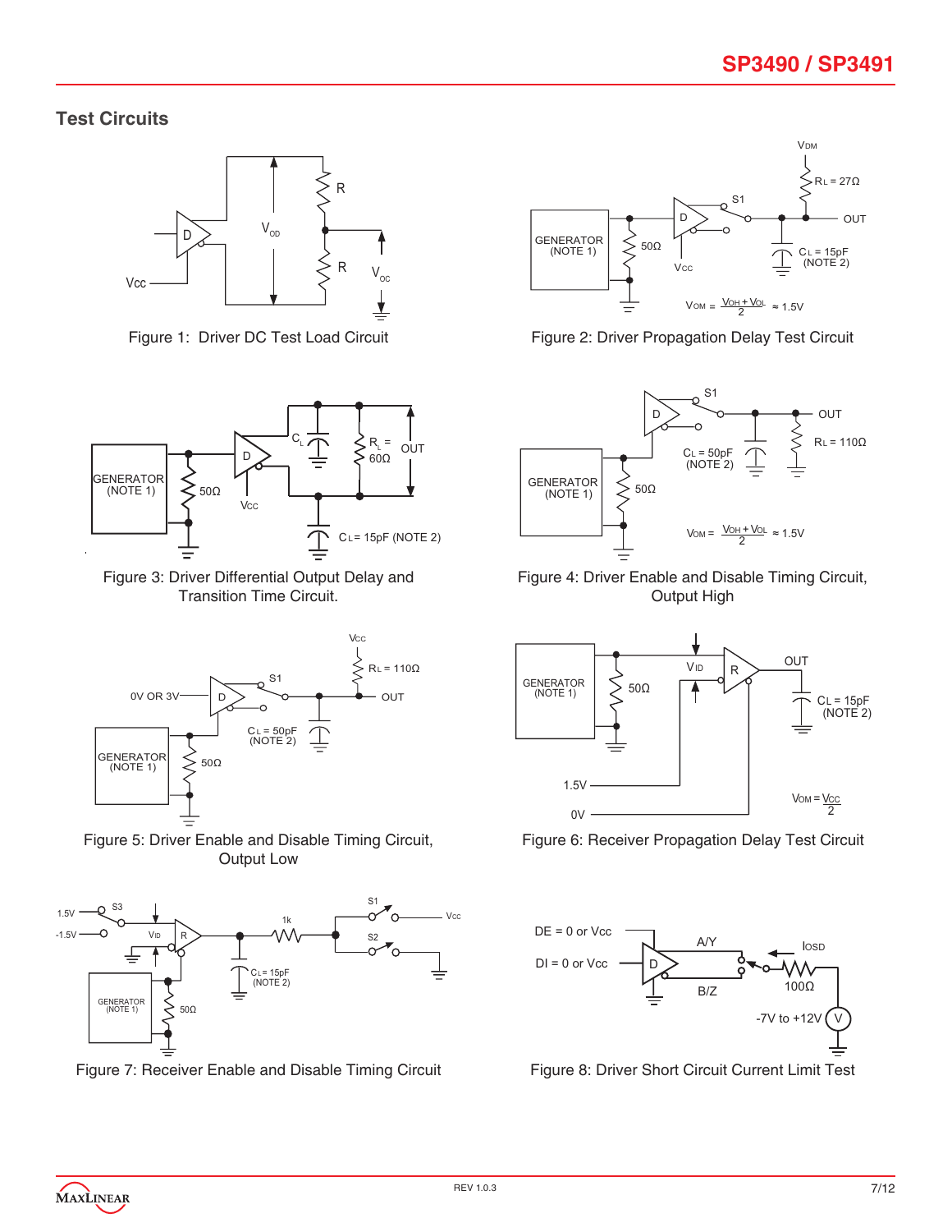## Test Circuits

Figure 1: Driver DC Test Load Circuit

Figure 2: Driver Propagation Delay Test Circuit

Figure 3: Driver Differential Output Delay and Transition Time Circuit.

Figure 4: Driver Enable and Disable Timing Circuit, Output High

Figure 5: Driver Enable and Disable Timing Circuit, Output Low

Figure 6: Receiver Propagation Delay Test Circuit

Figure 7: Receiver Enable and Disable Timing Circuit

Figure 8: Driver Short Circuit Current Limit Test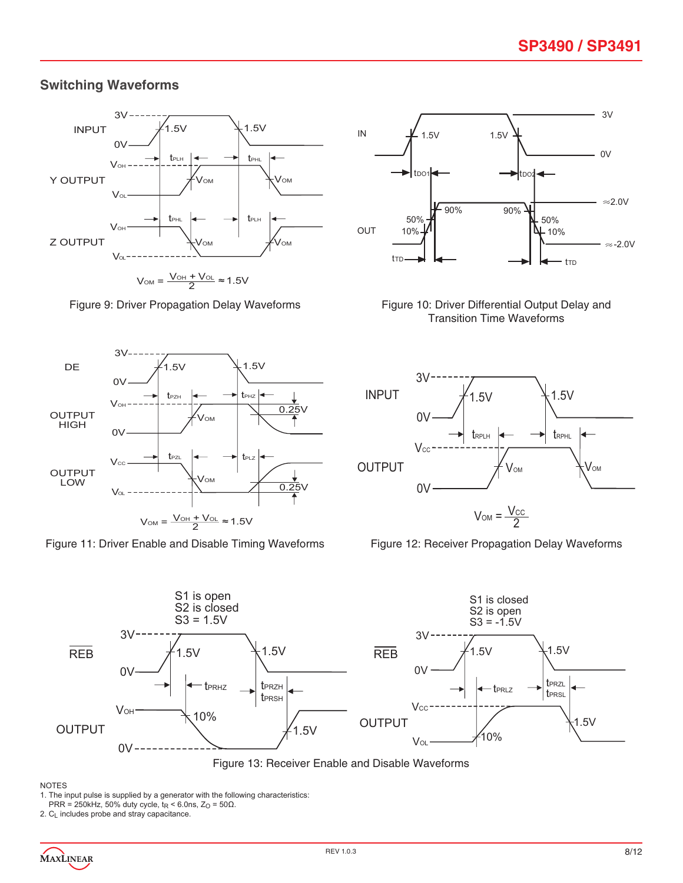## Switching Waveforms

$$V_{OM} = \frac{V_{OH} + V_{OL}}{2} \approx 1.5V$$

Figure 9: Driver Propagation Delay Waveforms

Figure 10: Driver Differential Output Delay and Transition Time Waveforms

$$V_{OM} = \frac{V_{OH} + V_{OL}}{2} \approx 1.5V$$

Figure 11: Driver Enable and Disable Timing Waveforms

$$V_{OM} = \frac{V_{CC}}{2}$$

Figure 12: Receiver Propagation Delay Waveforms

Figure 13: Receiver Enable and Disable Waveforms

NOTES

1. The input pulse is supplied by a generator with the following characteristics: PRR = 250kHz, 50% duty cycle, $t_R$ < 6.0ns, $Z_O$ = 50Ω.
2. $C_L$ includes probe and stray capacitance.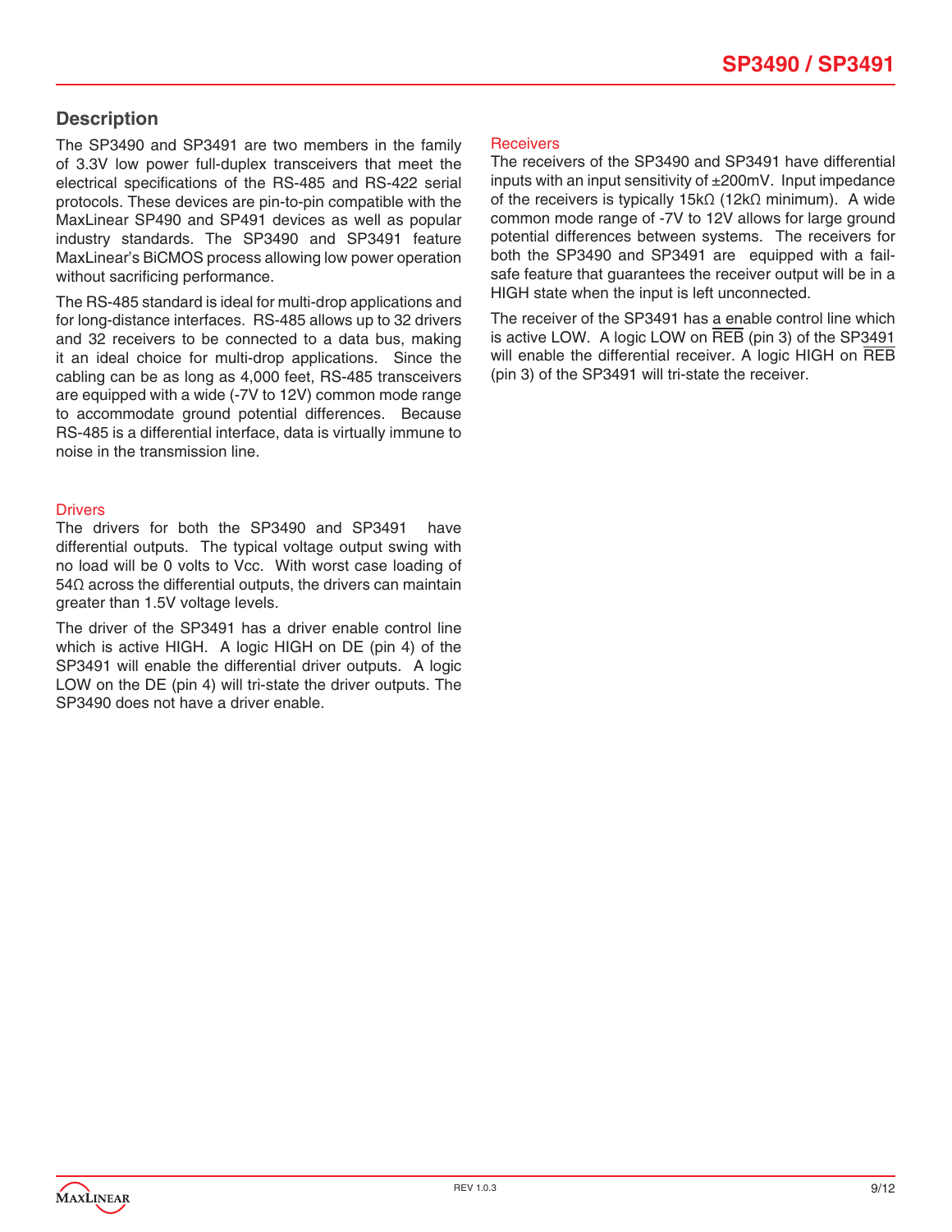## Description

The SP3490 and SP3491 are two members in the family of 3.3V low power full-duplex transceivers that meet the electrical specifications of the RS-485 and RS-422 serial protocols. These devices are pin-to-pin compatible with the MaxLinear SP490 and SP491 devices as well as popular industry standards. The SP3490 and SP3491 feature MaxLinear's BiCMOS process allowing low power operation without sacrificing performance.

The RS-485 standard is ideal for multi-drop applications and for long-distance interfaces. RS-485 allows up to 32 drivers and 32 receivers to be connected to a data bus, making it an ideal choice for multi-drop applications. Since the cabling can be as long as 4,000 feet, RS-485 transceivers are equipped with a wide (-7V to 12V) common mode range to accommodate ground potential differences. Because RS-485 is a differential interface, data is virtually immune to noise in the transmission line.

### Drivers

The drivers for both the SP3490 and SP3491 have differential outputs. The typical voltage output swing with no load will be 0 volts to Vcc. With worst case loading of 54Ω across the differential outputs, the drivers can maintain greater than 1.5V voltage levels.

The driver of the SP3491 has a driver enable control line which is active HIGH. A logic HIGH on DE (pin 4) of the SP3491 will enable the differential driver outputs. A logic LOW on the DE (pin 4) will tri-state the driver outputs. The SP3490 does not have a driver enable.

### Receivers

The receivers of the SP3490 and SP3491 have differential inputs with an input sensitivity of ±200mV. Input impedance of the receivers is typically 15kΩ (12kΩ minimum). A wide common mode range of -7V to 12V allows for large ground potential differences between systems. The receivers for both the SP3490 and SP3491 are equipped with a fail-safe feature that guarantees the receiver output will be in a HIGH state when the input is left unconnected.

The receiver of the SP3491 has a enable control line which is active LOW. A logic LOW on $\overline{REB}$ (pin 3) of the SP3491 will enable the differential receiver. A logic HIGH on $\overline{REB}$ (pin 3) of the SP3491 will tri-state the receiver.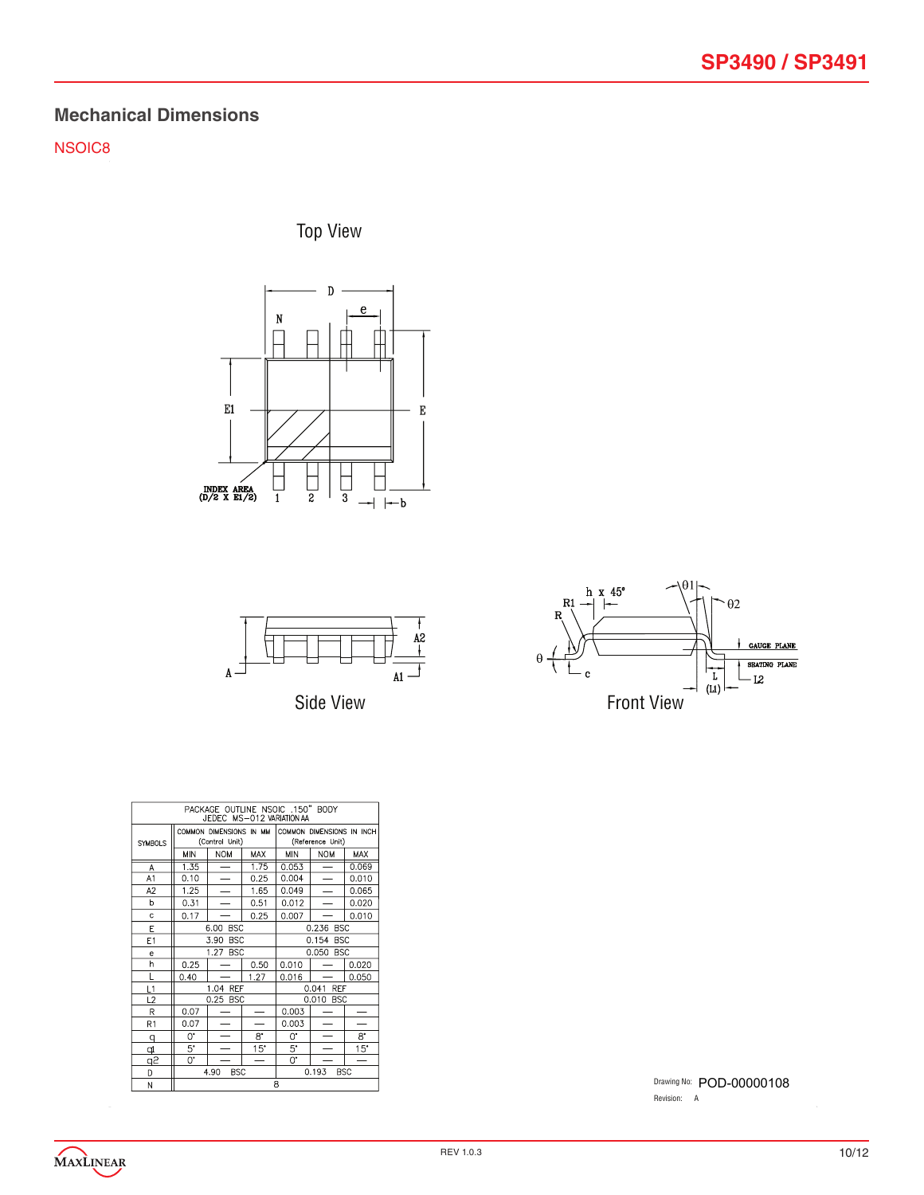## Mechanical Dimensions

NSOIC8

Top View

Side View

Front View

| PACKAGE OUTLINE NSOIC .150" BODY JEDEC MS−012 VARIATION AA | | | | | | |
|---|---|---|---|---|---|---|
| SYMBOLS | COMMON DIMENSIONS IN MM (Control Unit) | | | COMMON DIMENSIONS IN INCH (Reference Unit) | | |
| | MIN | NOM | MAX | MIN | NOM | MAX |
| A | 1.35 | — | 1.75 | 0.053 | — | 0.069 |
| A1 | 0.10 | — | 0.25 | 0.004 | — | 0.010 |
| A2 | 1.25 | — | 1.65 | 0.049 | — | 0.065 |
| b | 0.31 | — | 0.51 | 0.012 | — | 0.020 |
| c | 0.17 | — | 0.25 | 0.007 | — | 0.010 |
| E | 6.00 BSC | | | 0.236 BSC | | |
| E1 | 3.90 BSC | | | 0.154 BSC | | |
| e | 1.27 BSC | | | 0.050 BSC | | |
| h | 0.25 | — | 0.50 | 0.010 | — | 0.020 |
| L | 0.40 | — | 1.27 | 0.016 | — | 0.050 |
| L1 | 1.04 REF | | | 0.041 REF | | |
| L2 | 0.25 BSC | | | 0.010 BSC | | |
| R | 0.07 | — | — | 0.003 | — | — |
| R1 | 0.07 | — | — | 0.003 | — | — |
| θ | 0° | — | 8° | 0° | — | 8° |
| θ1 | 5° | — | 15° | 5° | — | 15° |
| θ2 | 0° | — | — | 0° | — | — |
| D | 4.90 BSC | | | 0.193 BSC | | |
| N | 8 | | | | | |

Drawing No: POD-00000108

Revision: A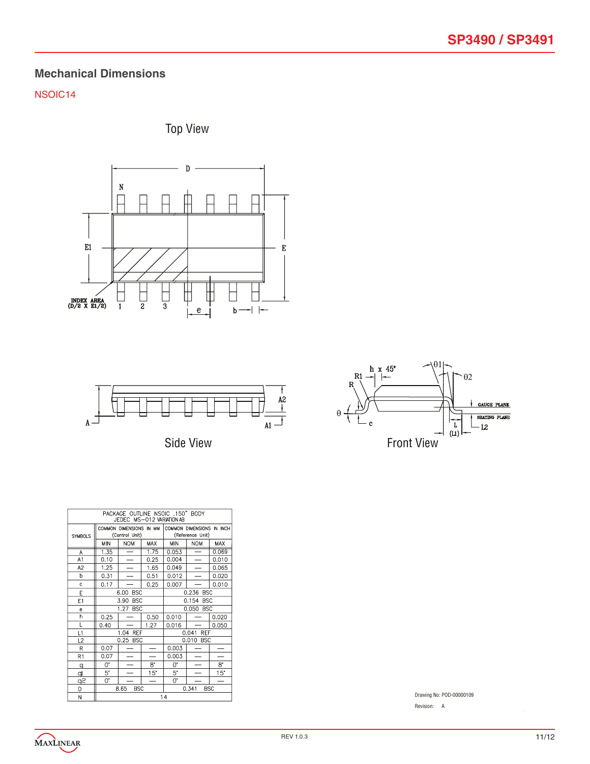## Mechanical Dimensions

NSOIC14

Top View

Side View

Front View

| PACKAGE OUTLINE NSOIC .150" BODY JEDEC MS-012 VARIATION AB | | | | | | |
|---|---|---|---|---|---|---|
| SYMBOLS | COMMON DIMENSIONS IN MM (Control Unit) | | | COMMON DIMENSIONS IN INCH (Reference Unit) | | |
| | MIN | NOM | MAX | MIN | NOM | MAX |
| A | 1.35 | — | 1.75 | 0.053 | — | 0.069 |
| A1 | 0.10 | — | 0.25 | 0.004 | — | 0.010 |
| A2 | 1.25 | — | 1.65 | 0.049 | — | 0.065 |
| b | 0.31 | — | 0.51 | 0.012 | — | 0.020 |
| c | 0.17 | — | 0.25 | 0.007 | — | 0.010 |
| E | 6.00 BSC | | | 0.236 BSC | | |
| E1 | 3.90 BSC | | | 0.154 BSC | | |
| e | 1.27 BSC | | | 0.050 BSC | | |
| h | 0.25 | — | 0.50 | 0.010 | — | 0.020 |
| L | 0.40 | — | 1.27 | 0.016 | — | 0.050 |
| L1 | 1.04 REF | | | 0.041 REF | | |
| L2 | 0.25 BSC | | | 0.010 BSC | | |
| R | 0.07 | — | — | 0.003 | — | — |
| R1 | 0.07 | — | — | 0.003 | — | — |
| θ | 0° | — | 8° | 0° | — | 8° |
| θ1 | 5° | — | 15° | 5° | — | 15° |
| θ2 | 0° | — | — | 0° | — | — |
| D | 8.65 BSC | | | 0.341 BSC | | |
| N | 14 | | | | | |

Drawing No: POD-00000109

Revision: A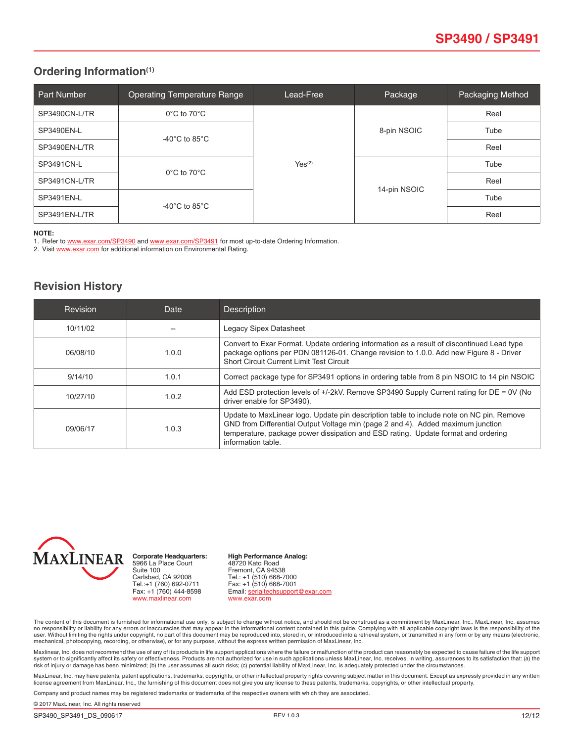## Ordering Information[1]

| Part Number | Operating Temperature Range | Lead-Free | Package | Packaging Method |
|---|---|---|---|---|
| SP3490CN-L/TR | 0°C to 70°C | Yes[2] | 8-pin NSOIC | Reel |
| SP3490EN-L | -40°C to 85°C | | | Tube |
| SP3490EN-L/TR | | | | Reel |
| SP3491CN-L | 0°C to 70°C | | 14-pin NSOIC | Tube |
| SP3491CN-L/TR | | | | Reel |
| SP3491EN-L | -40°C to 85°C | | | Tube |
| SP3491EN-L/TR | | | | Reel |

**NOTE:**
1. Refer to www.exar.com/SP3490 and www.exar.com/SP3491 for most up-to-date Ordering Information.
2. Visit www.exar.com for additional information on Environmental Rating.

## Revision History

| Revision | Date | Description |
|---|---|---|
| 10/11/02 | -- | Legacy Sipex Datasheet |
| 06/08/10 | 1.0.0 | Convert to Exar Format. Update ordering information as a result of discontinued Lead type package options per PDN 081126-01. Change revision to 1.0.0. Add new Figure 8 - Driver Short Circuit Current Limit Test Circuit |
| 9/14/10 | 1.0.1 | Correct package type for SP3491 options in ordering table from 8 pin NSOIC to 14 pin NSOIC |
| 10/27/10 | 1.0.2 | Add ESD protection levels of +/-2kV. Remove SP3490 Supply Current rating for DE = 0V (No driver enable for SP3490). |
| 09/06/17 | 1.0.3 | Update to MaxLinear logo. Update pin description table to include note on NC pin. Remove GND from Differential Output Voltage min (page 2 and 4). Added maximum junction temperature, package power dissipation and ESD rating. Update format and ordering information table. |

MAXLINEAR

**Corporate Headquarters:**
5966 La Place Court
Suite 100
Carlsbad, CA 92008
Tel.:+1 (760) 692-0711
Fax: +1 (760) 444-8598
www.maxlinear.com

**High Performance Analog:**
48720 Kato Road
Fremont, CA 94538
Tel.: +1 (510) 668-7000
Fax: +1 (510) 668-7001
Email: serialtechsupport@exar.com
www.exar.com

The content of this document is furnished for informational use only, is subject to change without notice, and should not be construed as a commitment by MaxLinear, Inc.. MaxLinear, Inc. assumes no responsibility or liability for any errors or inaccuracies that may appear in the informational content contained in this guide. Complying with all applicable copyright laws is the responsibility of the user. Without limiting the rights under copyright, no part of this document may be reproduced into, stored in, or introduced into a retrieval system, or transmitted in any form or by any means (electronic, mechanical, photocopying, recording, or otherwise), or for any purpose, without the express written permission of MaxLinear, Inc.

Maxlinear, Inc. does not recommend the use of any of its products in life support applications where the failure or malfunction of the product can reasonably be expected to cause failure of the life support system or to significantly affect its safety or effectiveness. Products are not authorized for use in such applications unless MaxLinear, Inc. receives, in writing, assurances to its satisfaction that: (a) the risk of injury or damage has been minimized; (b) the user assumes all such risks; (c) potential liability of MaxLinear, Inc. is adequately protected under the circumstances.

MaxLinear, Inc. may have patents, patent applications, trademarks, copyrights, or other intellectual property rights covering subject matter in this document. Except as expressly provided in any written license agreement from MaxLinear, Inc., the furnishing of this document does not give you any license to these patents, trademarks, copyrights, or other intellectual property.

Company and product names may be registered trademarks or trademarks of the respective owners with which they are associated.

© 2017 MaxLinear, Inc. All rights reserved

SP3490_SP3491_DS_090617 REV 1.0.3